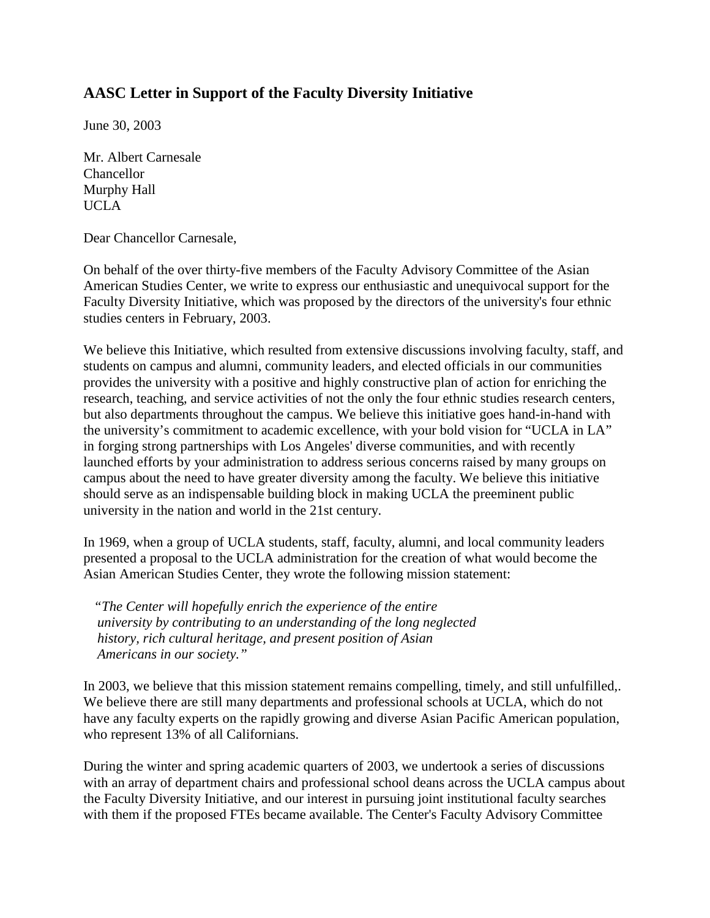## AASC Letter in Support of the Faculty Diversity Initiative

June 30, 2003

Mr. Albert Carnesale  
Chancellor  
Murphy Hall  
UCLA

Dear Chancellor Carnesale,

On behalf of the over thirty-five members of the Faculty Advisory Committee of the Asian American Studies Center, we write to express our enthusiastic and unequivocal support for the Faculty Diversity Initiative, which was proposed by the directors of the university's four ethnic studies centers in February, 2003.

We believe this Initiative, which resulted from extensive discussions involving faculty, staff, and students on campus and alumni, community leaders, and elected officials in our communities provides the university with a positive and highly constructive plan of action for enriching the research, teaching, and service activities of not the only the four ethnic studies research centers, but also departments throughout the campus. We believe this initiative goes hand-in-hand with the university's commitment to academic excellence, with your bold vision for "UCLA in LA" in forging strong partnerships with Los Angeles' diverse communities, and with recently launched efforts by your administration to address serious concerns raised by many groups on campus about the need to have greater diversity among the faculty. We believe this initiative should serve as an indispensable building block in making UCLA the preeminent public university in the nation and world in the 21st century.

In 1969, when a group of UCLA students, staff, faculty, alumni, and local community leaders presented a proposal to the UCLA administration for the creation of what would become the Asian American Studies Center, they wrote the following mission statement:

> *"The Center will hopefully enrich the experience of the entire university by contributing to an understanding of the long neglected history, rich cultural heritage, and present position of Asian Americans in our society."*

In 2003, we believe that this mission statement remains compelling, timely, and still unfulfilled,. We believe there are still many departments and professional schools at UCLA, which do not have any faculty experts on the rapidly growing and diverse Asian Pacific American population, who represent 13% of all Californians.

During the winter and spring academic quarters of 2003, we undertook a series of discussions with an array of department chairs and professional school deans across the UCLA campus about the Faculty Diversity Initiative, and our interest in pursuing joint institutional faculty searches with them if the proposed FTEs became available. The Center's Faculty Advisory Committee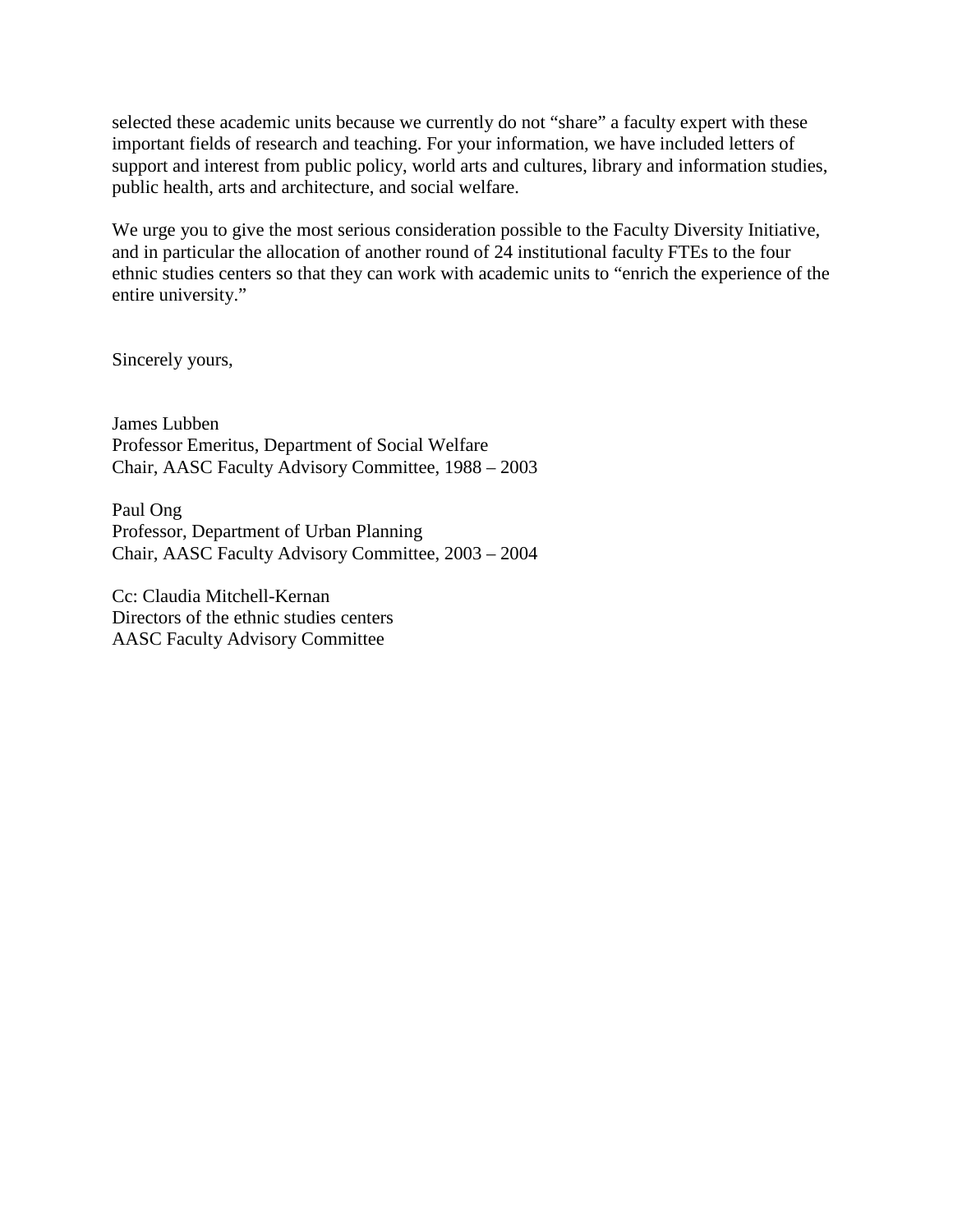selected these academic units because we currently do not "share" a faculty expert with these important fields of research and teaching. For your information, we have included letters of support and interest from public policy, world arts and cultures, library and information studies, public health, arts and architecture, and social welfare.

We urge you to give the most serious consideration possible to the Faculty Diversity Initiative, and in particular the allocation of another round of 24 institutional faculty FTEs to the four ethnic studies centers so that they can work with academic units to "enrich the experience of the entire university."

Sincerely yours,

James Lubben
Professor Emeritus, Department of Social Welfare
Chair, AASC Faculty Advisory Committee, 1988 – 2003

Paul Ong
Professor, Department of Urban Planning
Chair, AASC Faculty Advisory Committee, 2003 – 2004

Cc: Claudia Mitchell-Kernan
Directors of the ethnic studies centers
AASC Faculty Advisory Committee